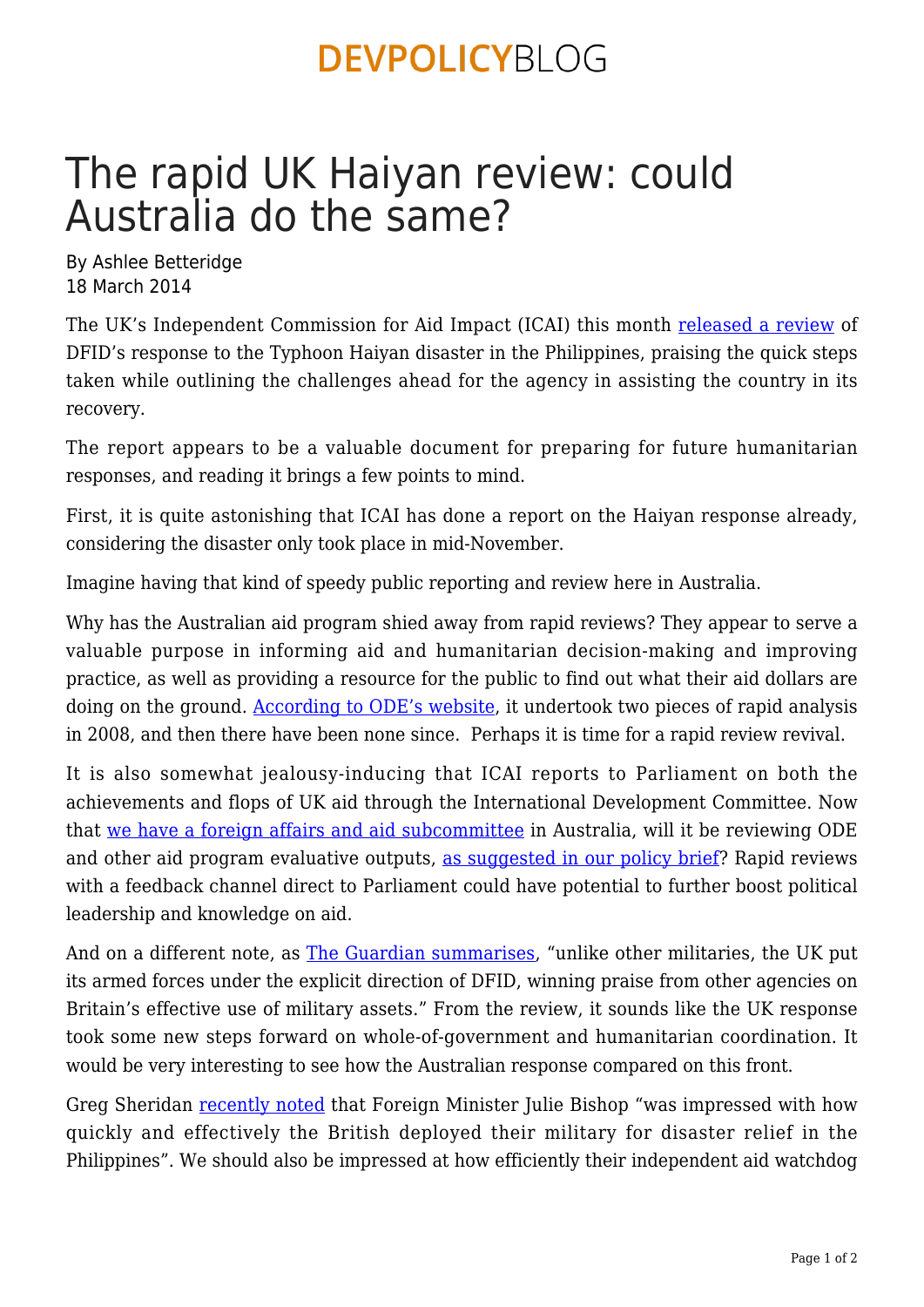# The rapid UK Haiyan review: could Australia do the same?

By Ashlee Betteridge
18 March 2014

The UK's Independent Commission for Aid Impact (ICAI) this month released a review of DFID's response to the Typhoon Haiyan disaster in the Philippines, praising the quick steps taken while outlining the challenges ahead for the agency in assisting the country in its recovery.

The report appears to be a valuable document for preparing for future humanitarian responses, and reading it brings a few points to mind.

First, it is quite astonishing that ICAI has done a report on the Haiyan response already, considering the disaster only took place in mid-November.

Imagine having that kind of speedy public reporting and review here in Australia.

Why has the Australian aid program shied away from rapid reviews? They appear to serve a valuable purpose in informing aid and humanitarian decision-making and improving practice, as well as providing a resource for the public to find out what their aid dollars are doing on the ground. According to ODE's website, it undertook two pieces of rapid analysis in 2008, and then there have been none since. Perhaps it is time for a rapid review revival.

It is also somewhat jealousy-inducing that ICAI reports to Parliament on both the achievements and flops of UK aid through the International Development Committee. Now that we have a foreign affairs and aid subcommittee in Australia, will it be reviewing ODE and other aid program evaluative outputs, as suggested in our policy brief? Rapid reviews with a feedback channel direct to Parliament could have potential to further boost political leadership and knowledge on aid.

And on a different note, as The Guardian summarises, "unlike other militaries, the UK put its armed forces under the explicit direction of DFID, winning praise from other agencies on Britain's effective use of military assets." From the review, it sounds like the UK response took some new steps forward on whole-of-government and humanitarian coordination. It would be very interesting to see how the Australian response compared on this front.

Greg Sheridan recently noted that Foreign Minister Julie Bishop "was impressed with how quickly and effectively the British deployed their military for disaster relief in the Philippines". We should also be impressed at how efficiently their independent aid watchdog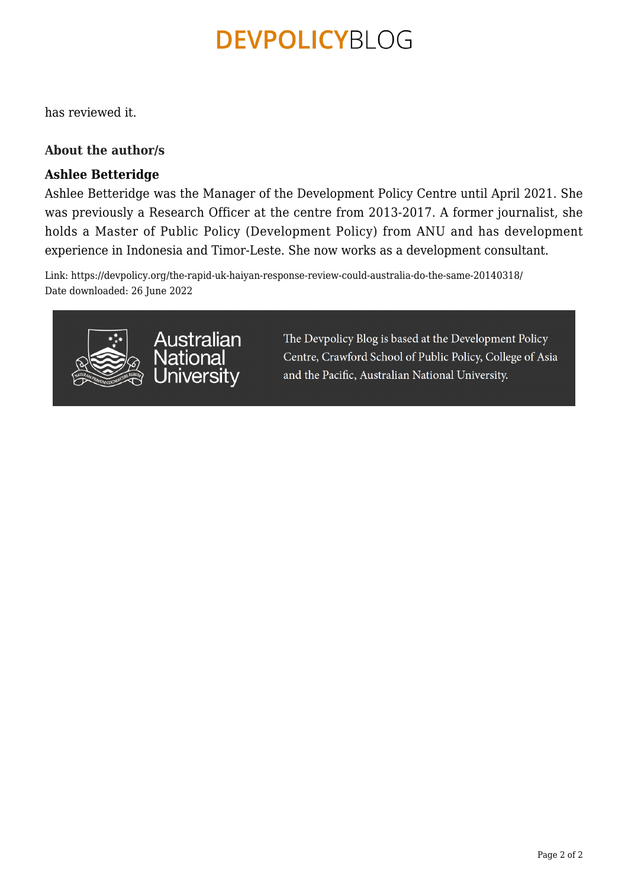has reviewed it.

### About the author/s

### Ashlee Betteridge

Ashlee Betteridge was the Manager of the Development Policy Centre until April 2021. She was previously a Research Officer at the centre from 2013-2017. A former journalist, she holds a Master of Public Policy (Development Policy) from ANU and has development experience in Indonesia and Timor-Leste. She now works as a development consultant.

Link: https://devpolicy.org/the-rapid-uk-haiyan-response-review-could-australia-do-the-same-20140318/
Date downloaded: 26 June 2022

Australian National University

The Devpolicy Blog is based at the Development Policy Centre, Crawford School of Public Policy, College of Asia and the Pacific, Australian National University.